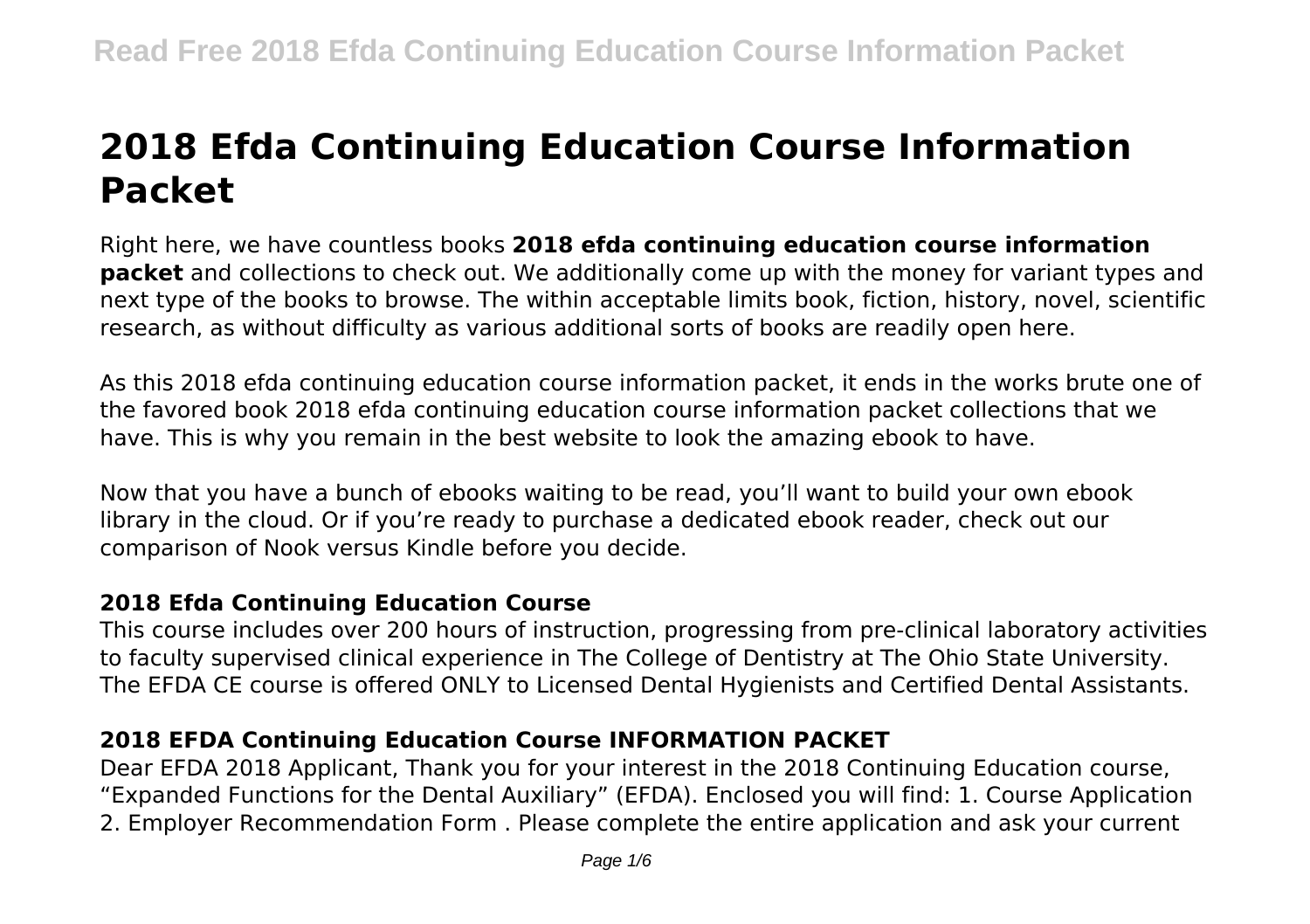# 2018 Efda Continuing Education Course Information Packet

Right here, we have countless books **2018 efda continuing education course information packet** and collections to check out. We additionally come up with the money for variant types and next type of the books to browse. The within acceptable limits book, fiction, history, novel, scientific research, as without difficulty as various additional sorts of books are readily open here.

As this 2018 efda continuing education course information packet, it ends in the works brute one of the favored book 2018 efda continuing education course information packet collections that we have. This is why you remain in the best website to look the amazing ebook to have.

Now that you have a bunch of ebooks waiting to be read, you'll want to build your own ebook library in the cloud. Or if you're ready to purchase a dedicated ebook reader, check out our comparison of Nook versus Kindle before you decide.

## 2018 Efda Continuing Education Course

This course includes over 200 hours of instruction, progressing from pre-clinical laboratory activities to faculty supervised clinical experience in The College of Dentistry at The Ohio State University. The EFDA CE course is offered ONLY to Licensed Dental Hygienists and Certified Dental Assistants.

## 2018 EFDA Continuing Education Course INFORMATION PACKET

Dear EFDA 2018 Applicant, Thank you for your interest in the 2018 Continuing Education course, "Expanded Functions for the Dental Auxiliary" (EFDA). Enclosed you will find: 1. Course Application 2. Employer Recommendation Form . Please complete the entire application and ask your current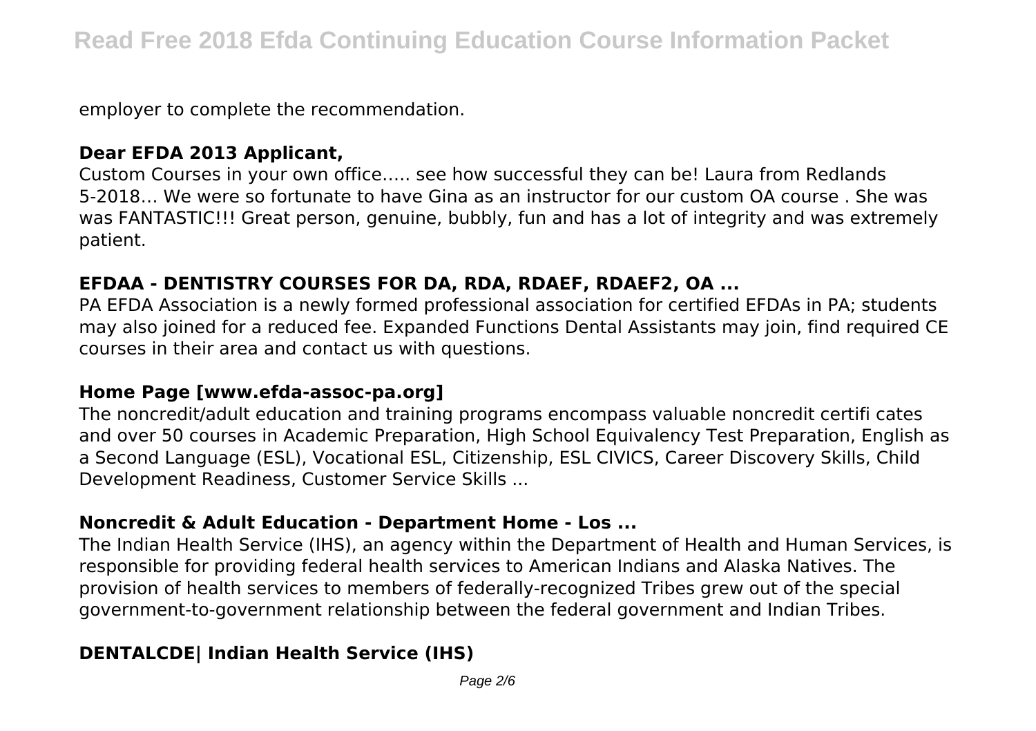employer to complete the recommendation.

### Dear EFDA 2013 Applicant,

Custom Courses in your own office….. see how successful they can be! Laura from Redlands 5-2018… We were so fortunate to have Gina as an instructor for our custom OA course . She was was FANTASTIC!!! Great person, genuine, bubbly, fun and has a lot of integrity and was extremely patient.

### EFDAA - DENTISTRY COURSES FOR DA, RDA, RDAEF, RDAEF2, OA ...

PA EFDA Association is a newly formed professional association for certified EFDAs in PA; students may also joined for a reduced fee. Expanded Functions Dental Assistants may join, find required CE courses in their area and contact us with questions.

### Home Page [www.efda-assoc-pa.org]

The noncredit/adult education and training programs encompass valuable noncredit certifi cates and over 50 courses in Academic Preparation, High School Equivalency Test Preparation, English as a Second Language (ESL), Vocational ESL, Citizenship, ESL CIVICS, Career Discovery Skills, Child Development Readiness, Customer Service Skills ...

### Noncredit & Adult Education - Department Home - Los ...

The Indian Health Service (IHS), an agency within the Department of Health and Human Services, is responsible for providing federal health services to American Indians and Alaska Natives. The provision of health services to members of federally-recognized Tribes grew out of the special government-to-government relationship between the federal government and Indian Tribes.

### DENTALCDE| Indian Health Service (IHS)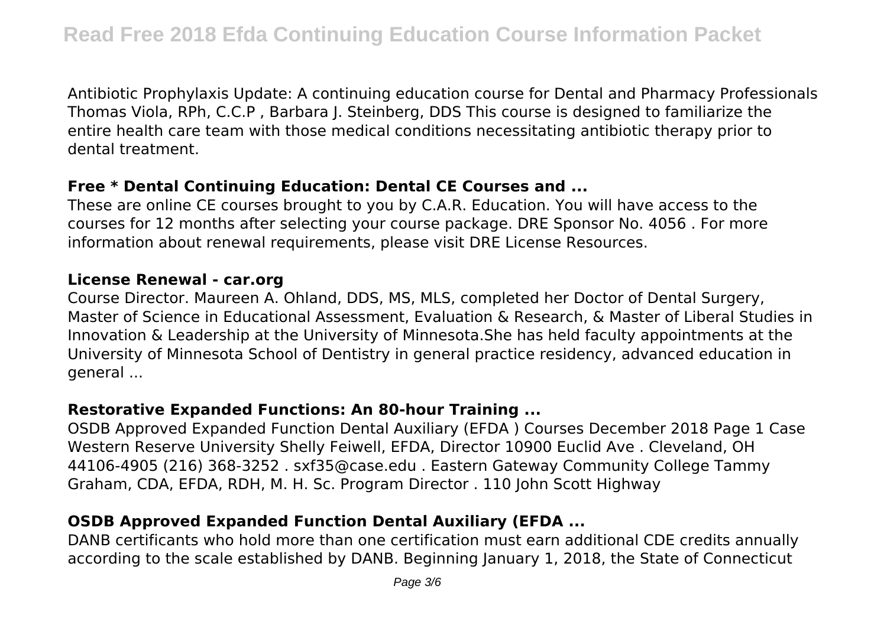Antibiotic Prophylaxis Update: A continuing education course for Dental and Pharmacy Professionals Thomas Viola, RPh, C.C.P , Barbara J. Steinberg, DDS This course is designed to familiarize the entire health care team with those medical conditions necessitating antibiotic therapy prior to dental treatment.

### Free * Dental Continuing Education: Dental CE Courses and ...

These are online CE courses brought to you by C.A.R. Education. You will have access to the courses for 12 months after selecting your course package. DRE Sponsor No. 4056 . For more information about renewal requirements, please visit DRE License Resources.

### License Renewal - car.org

Course Director. Maureen A. Ohland, DDS, MS, MLS, completed her Doctor of Dental Surgery, Master of Science in Educational Assessment, Evaluation & Research, & Master of Liberal Studies in Innovation & Leadership at the University of Minnesota.She has held faculty appointments at the University of Minnesota School of Dentistry in general practice residency, advanced education in general ...

### Restorative Expanded Functions: An 80-hour Training ...

OSDB Approved Expanded Function Dental Auxiliary (EFDA ) Courses December 2018 Page 1 Case Western Reserve University Shelly Feiwell, EFDA, Director 10900 Euclid Ave . Cleveland, OH 44106-4905 (216) 368-3252 . sxf35@case.edu . Eastern Gateway Community College Tammy Graham, CDA, EFDA, RDH, M. H. Sc. Program Director . 110 John Scott Highway

### OSDB Approved Expanded Function Dental Auxiliary (EFDA ...

DANB certificants who hold more than one certification must earn additional CDE credits annually according to the scale established by DANB. Beginning January 1, 2018, the State of Connecticut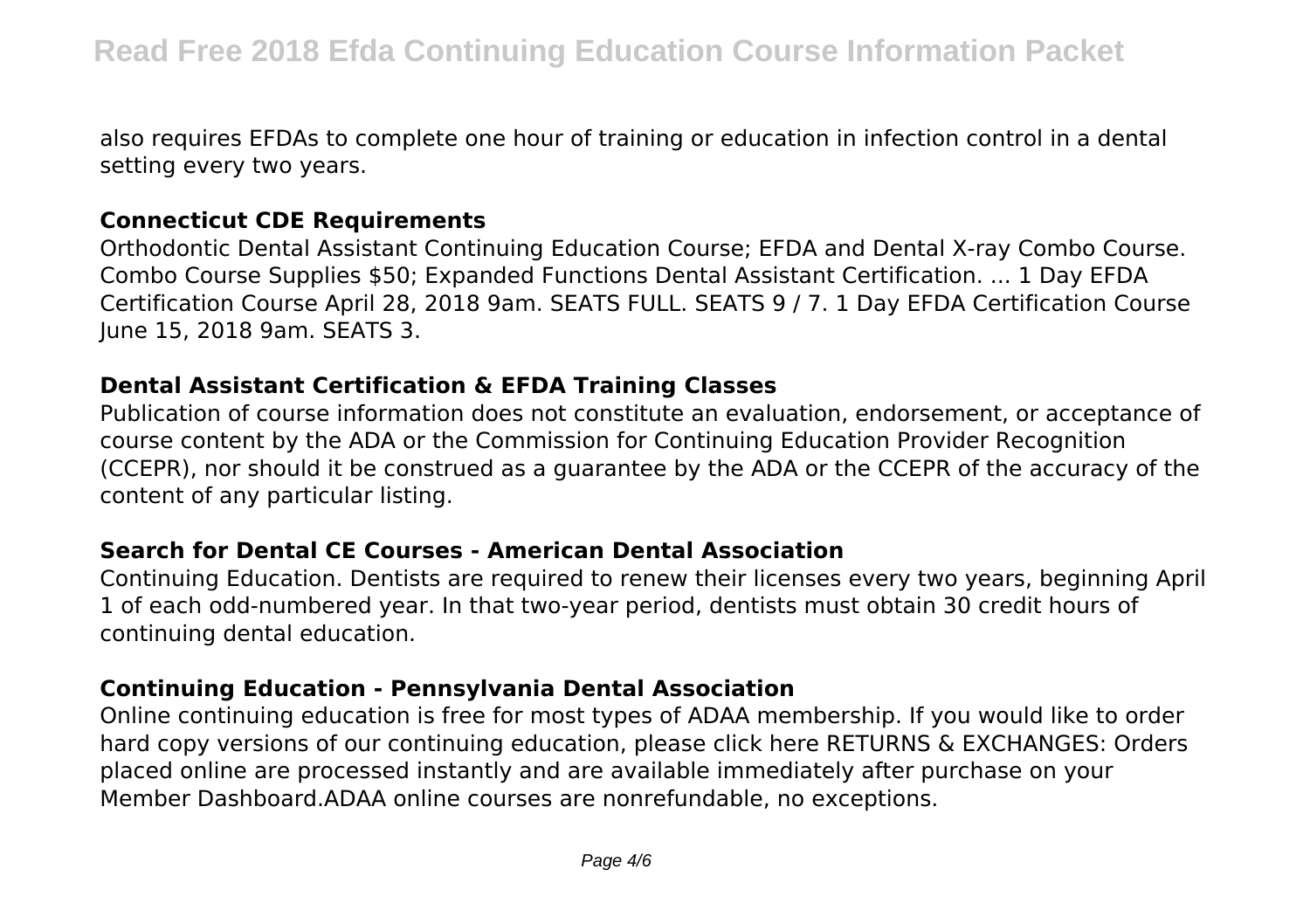also requires EFDAs to complete one hour of training or education in infection control in a dental setting every two years.

### Connecticut CDE Requirements

Orthodontic Dental Assistant Continuing Education Course; EFDA and Dental X-ray Combo Course. Combo Course Supplies $50; Expanded Functions Dental Assistant Certification. ... 1 Day EFDA Certification Course April 28, 2018 9am. SEATS FULL. SEATS 9 / 7. 1 Day EFDA Certification Course June 15, 2018 9am. SEATS 3.

### Dental Assistant Certification & EFDA Training Classes

Publication of course information does not constitute an evaluation, endorsement, or acceptance of course content by the ADA or the Commission for Continuing Education Provider Recognition (CCEPR), nor should it be construed as a guarantee by the ADA or the CCEPR of the accuracy of the content of any particular listing.

### Search for Dental CE Courses - American Dental Association

Continuing Education. Dentists are required to renew their licenses every two years, beginning April 1 of each odd-numbered year. In that two-year period, dentists must obtain 30 credit hours of continuing dental education.

### Continuing Education - Pennsylvania Dental Association

Online continuing education is free for most types of ADAA membership. If you would like to order hard copy versions of our continuing education, please click here RETURNS & EXCHANGES: Orders placed online are processed instantly and are available immediately after purchase on your Member Dashboard.ADAA online courses are nonrefundable, no exceptions.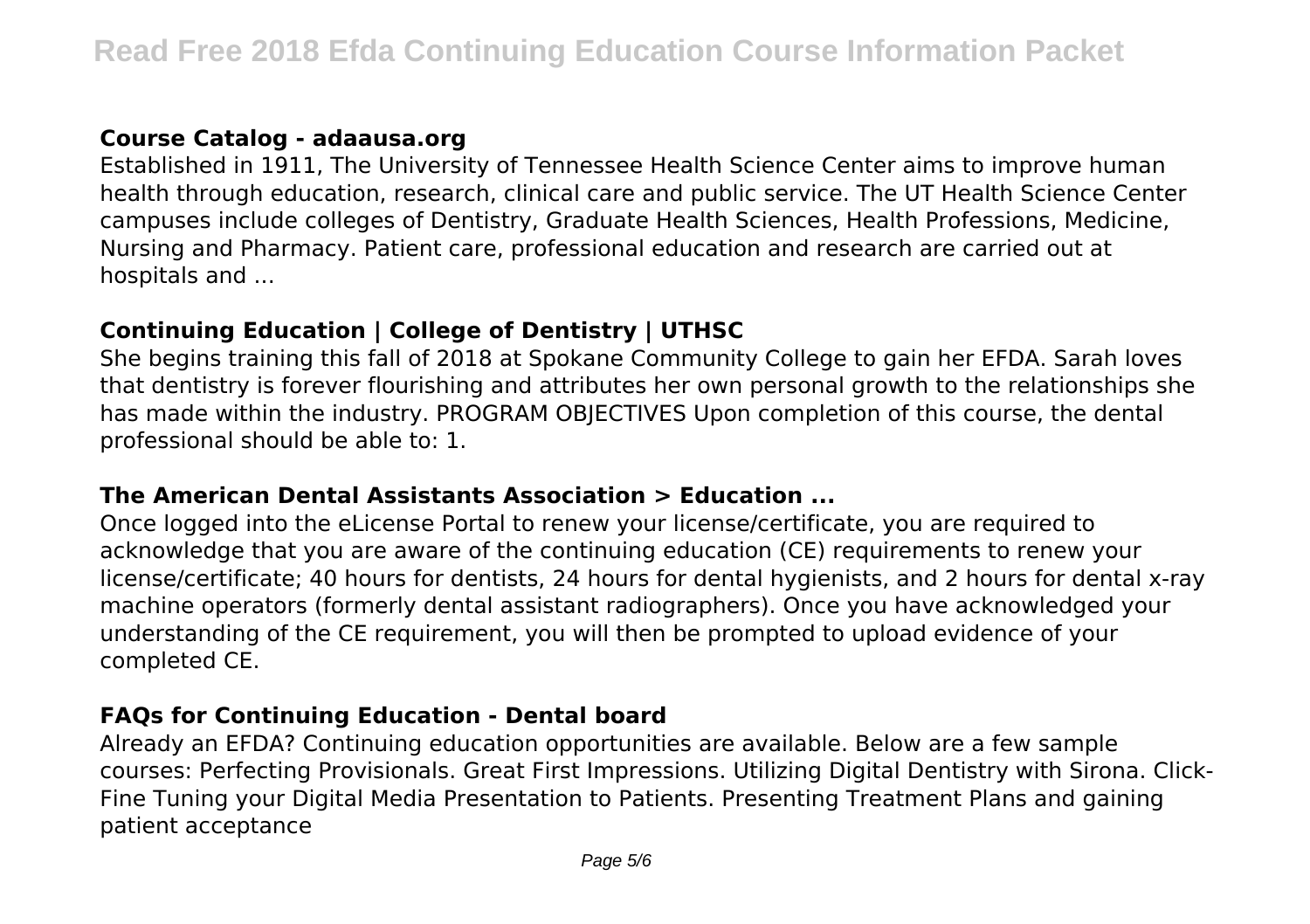### Course Catalog - adaausa.org

Established in 1911, The University of Tennessee Health Science Center aims to improve human health through education, research, clinical care and public service. The UT Health Science Center campuses include colleges of Dentistry, Graduate Health Sciences, Health Professions, Medicine, Nursing and Pharmacy. Patient care, professional education and research are carried out at hospitals and ...

### Continuing Education | College of Dentistry | UTHSC

She begins training this fall of 2018 at Spokane Community College to gain her EFDA. Sarah loves that dentistry is forever flourishing and attributes her own personal growth to the relationships she has made within the industry. PROGRAM OBJECTIVES Upon completion of this course, the dental professional should be able to: 1.

### The American Dental Assistants Association > Education ...

Once logged into the eLicense Portal to renew your license/certificate, you are required to acknowledge that you are aware of the continuing education (CE) requirements to renew your license/certificate; 40 hours for dentists, 24 hours for dental hygienists, and 2 hours for dental x-ray machine operators (formerly dental assistant radiographers). Once you have acknowledged your understanding of the CE requirement, you will then be prompted to upload evidence of your completed CE.

### FAQs for Continuing Education - Dental board

Already an EFDA? Continuing education opportunities are available. Below are a few sample courses: Perfecting Provisionals. Great First Impressions. Utilizing Digital Dentistry with Sirona. Click-Fine Tuning your Digital Media Presentation to Patients. Presenting Treatment Plans and gaining patient acceptance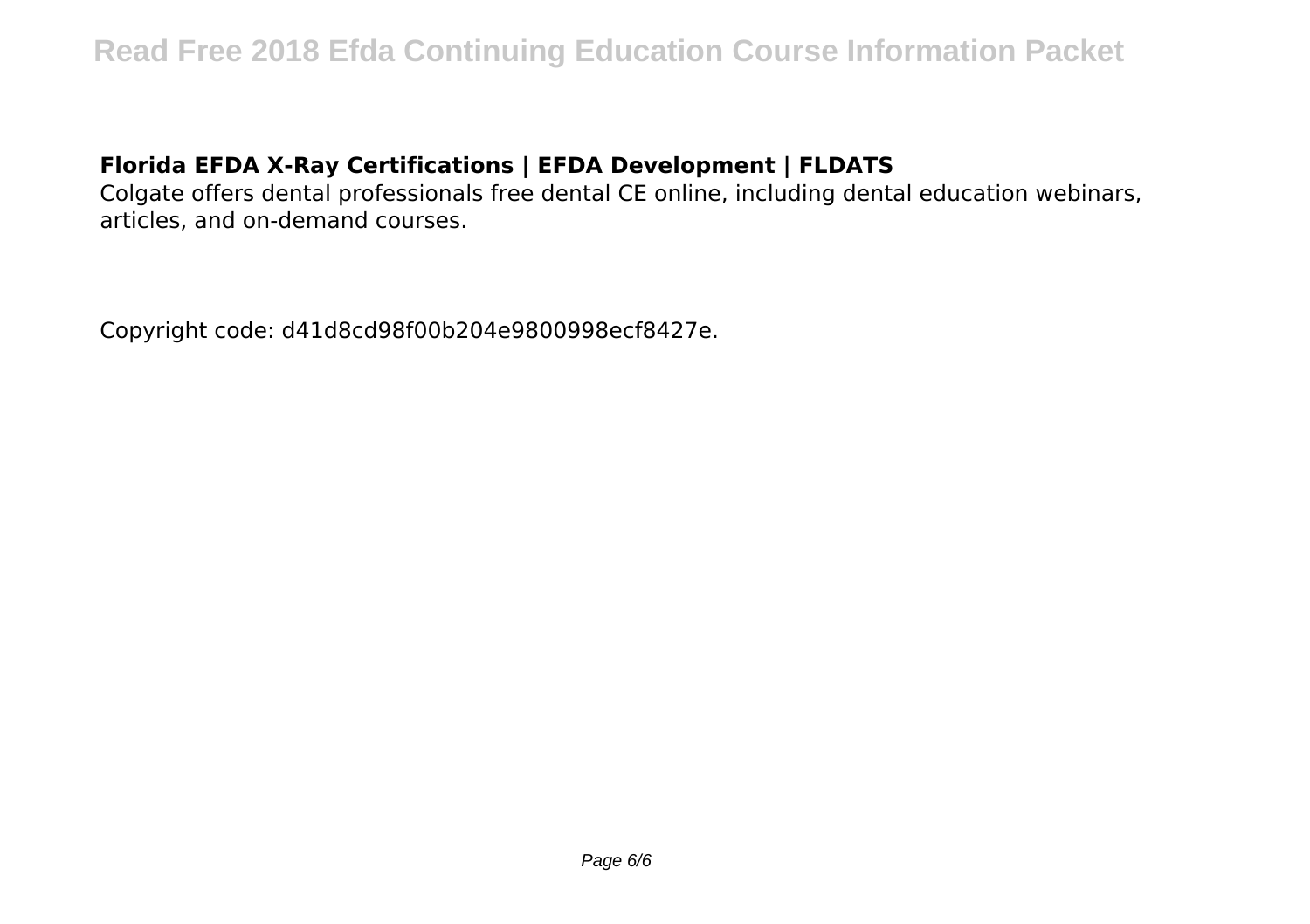**Florida EFDA X-Ray Certifications | EFDA Development | FLDATS**

Colgate offers dental professionals free dental CE online, including dental education webinars, articles, and on-demand courses.

Copyright code: d41d8cd98f00b204e9800998ecf8427e.